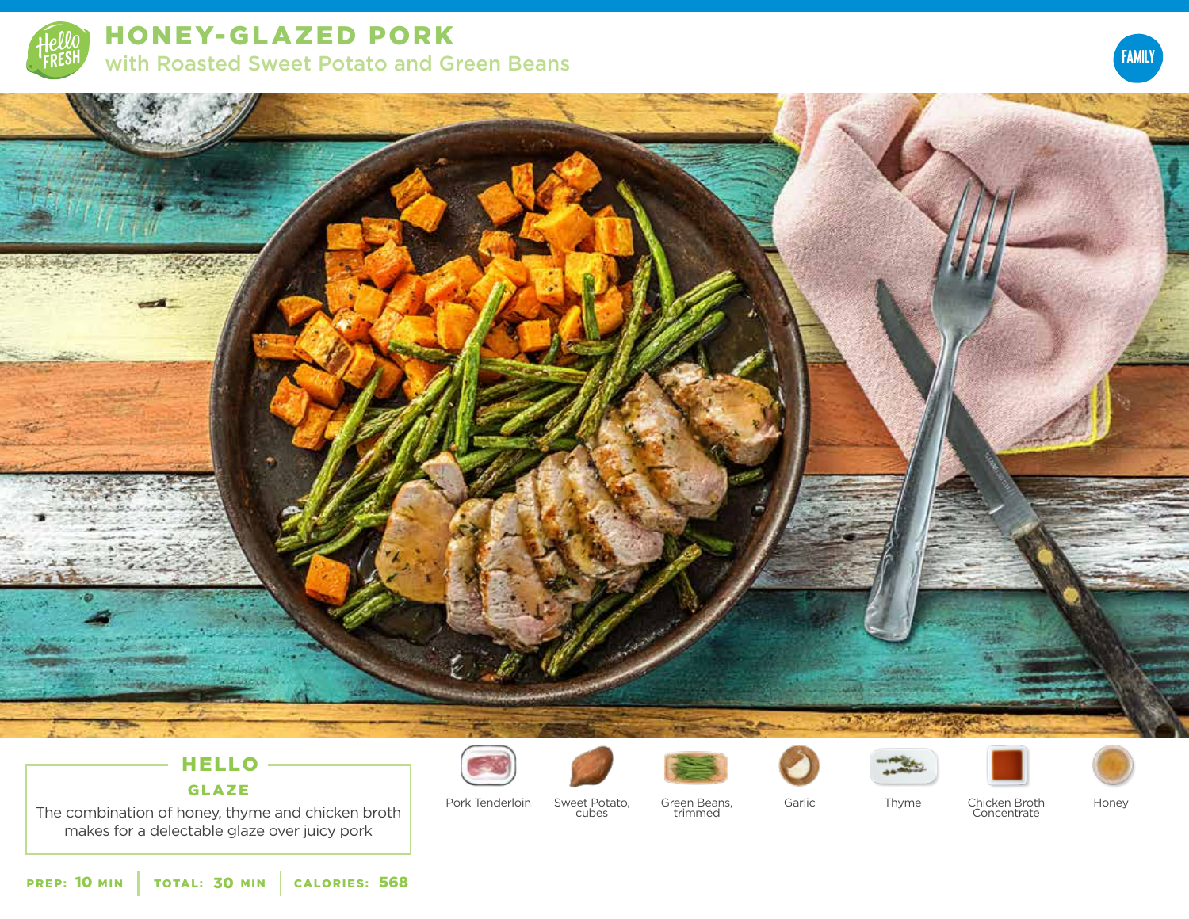# HONEY-GLAZED PORK

## with Roasted Sweet Potato and Green Beans

FAMILY

### HELLO

**GLAZE**

The combination of honey, thyme and chicken broth makes for a delectable glaze over juicy pork

**PREP:** 10 MIN | **TOTAL:** 30 MIN | **CALORIES:** 568

- Pork Tenderloin
- Sweet Potato, cubes
- Green Beans, trimmed
- Garlic
- Thyme
- Chicken Broth Concentrate
- Honey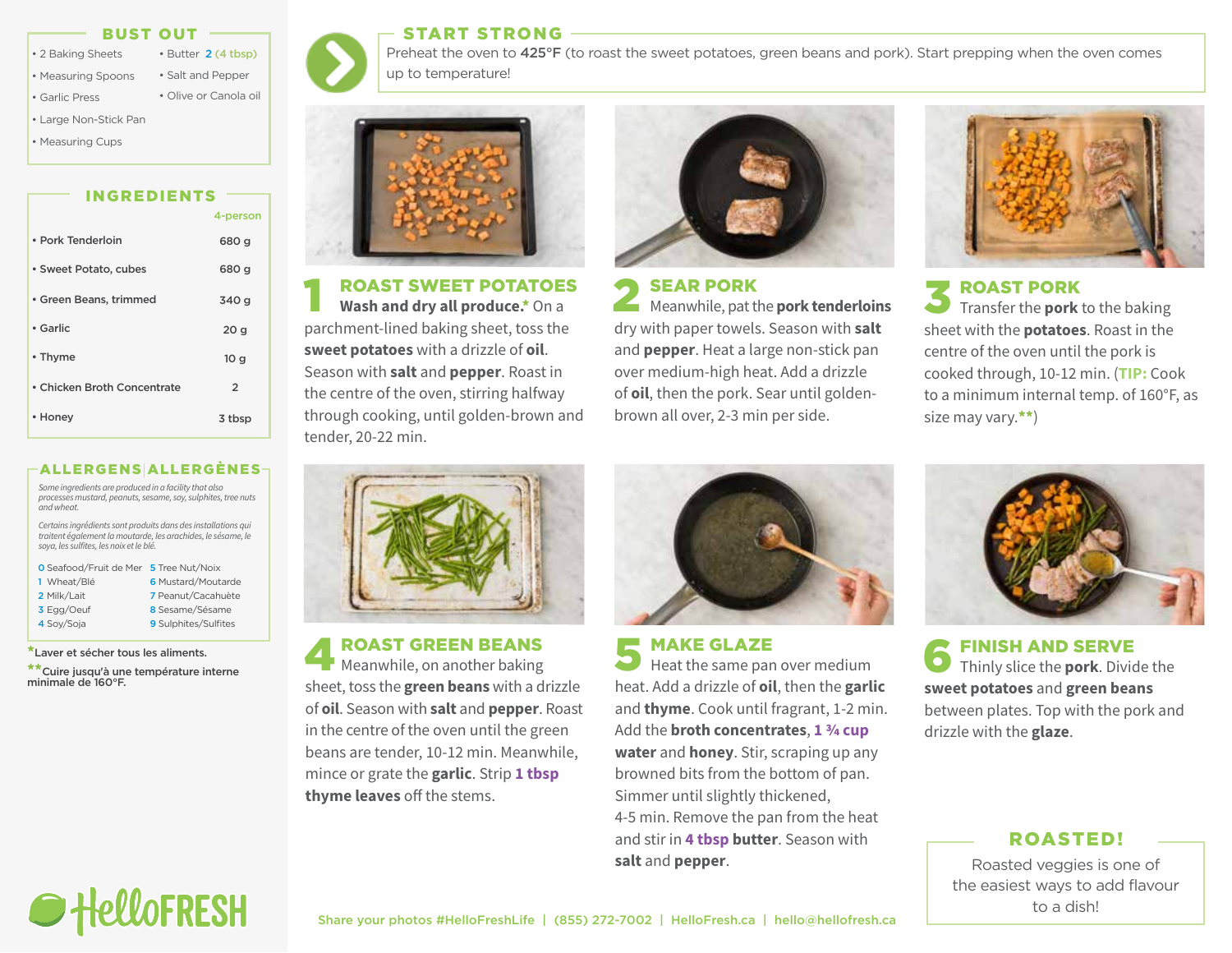## BUST OUT

- 2 Baking Sheets
- Measuring Spoons
- Garlic Press
- Large Non-Stick Pan
- Measuring Cups
- Butter 2 (4 tbsp)
- Salt and Pepper
- Olive or Canola oil

## INGREDIENTS

| | 4-person |
|---|---|
| • Pork Tenderloin | 680 g |
| • Sweet Potato, cubes | 680 g |
| • Green Beans, trimmed | 340 g |
| • Garlic | 20 g |
| • Thyme | 10 g |
| • Chicken Broth Concentrate | 2 |
| • Honey | 3 tbsp |

## ALLERGENS | ALLERGÈNES

*Some ingredients are produced in a facility that also processes mustard, peanuts, sesame, soy, sulphites, tree nuts and wheat.*

*Certains ingrédients sont produits dans des installations qui traitent également la moutarde, les arachides, le sésame, le soya, les sulfites, les noix et le blé.*

- 0 Seafood/Fruit de Mer
- 1 Wheat/Blé
- 2 Milk/Lait
- 3 Egg/Oeuf
- 4 Soy/Soja
- 5 Tree Nut/Noix
- 6 Mustard/Moutarde
- 7 Peanut/Cacahuète
- 8 Sesame/Sésame
- 9 Sulphites/Sulfites

*Laver et sécher tous les aliments.

**Cuire jusqu'à une température interne minimale de 160°F.

## START STRONG

Preheat the oven to **425°F** (to roast the sweet potatoes, green beans and pork). Start prepping when the oven comes up to temperature!

## 1 ROAST SWEET POTATOES

**Wash and dry all produce.*** On a parchment-lined baking sheet, toss the **sweet potatoes** with a drizzle of **oil**. Season with **salt** and **pepper**. Roast in the centre of the oven, stirring halfway through cooking, until golden-brown and tender, 20-22 min.

## 2 SEAR PORK

Meanwhile, pat the **pork tenderloins** dry with paper towels. Season with **salt** and **pepper**. Heat a large non-stick pan over medium-high heat. Add a drizzle of **oil**, then the pork. Sear until golden-brown all over, 2-3 min per side.

## 3 ROAST PORK

Transfer the **pork** to the baking sheet with the **potatoes**. Roast in the centre of the oven until the pork is cooked through, 10-12 min. (**TIP:** Cook to a minimum internal temp. of 160°F, as size may vary.**)

## 4 ROAST GREEN BEANS

Meanwhile, on another baking sheet, toss the **green beans** with a drizzle of **oil**. Season with **salt** and **pepper**. Roast in the centre of the oven until the green beans are tender, 10-12 min. Meanwhile, mince or grate the **garlic**. Strip **1 tbsp thyme leaves** off the stems.

## 5 MAKE GLAZE

Heat the same pan over medium heat. Add a drizzle of **oil**, then the **garlic** and **thyme**. Cook until fragrant, 1-2 min. Add the **broth concentrates**, **1 ¾ cup water** and **honey**. Stir, scraping up any browned bits from the bottom of pan. Simmer until slightly thickened, 4-5 min. Remove the pan from the heat and stir in **4 tbsp butter**. Season with **salt** and **pepper**.

## 6 FINISH AND SERVE

Thinly slice the **pork**. Divide the **sweet potatoes** and **green beans** between plates. Top with the pork and drizzle with the **glaze**.

## ROASTED!

Roasted veggies is one of the easiest ways to add flavour to a dish!

HelloFRESH

Share your photos #HelloFreshLife | (855) 272-7002 | HelloFresh.ca | hello@hellofresh.ca